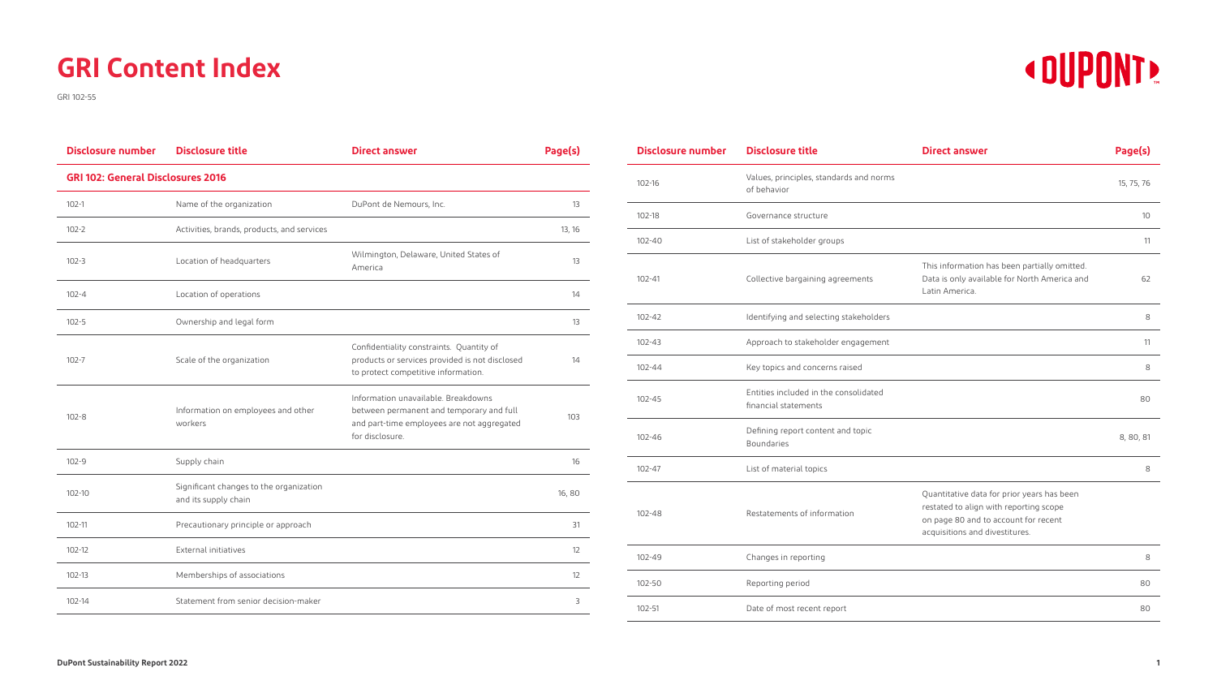# GRI Content Index

GRI 102-55

| Disclosure number | Disclosure title | Direct answer | Page(s) |
|---|---|---|---|
| **GRI 102: General Disclosures 2016** | | | |
| 102-1 | Name of the organization | DuPont de Nemours, Inc. | 13 |
| 102-2 | Activities, brands, products, and services | | 13, 16 |
| 102-3 | Location of headquarters | Wilmington, Delaware, United States of America | 13 |
| 102-4 | Location of operations | | 14 |
| 102-5 | Ownership and legal form | | 13 |
| 102-7 | Scale of the organization | Confidentiality constraints. Quantity of products or services provided is not disclosed to protect competitive information. | 14 |
| 102-8 | Information on employees and other workers | Information unavailable. Breakdowns between permanent and temporary and full and part-time employees are not aggregated for disclosure. | 103 |
| 102-9 | Supply chain | | 16 |
| 102-10 | Significant changes to the organization and its supply chain | | 16, 80 |
| 102-11 | Precautionary principle or approach | | 31 |
| 102-12 | External initiatives | | 12 |
| 102-13 | Memberships of associations | | 12 |
| 102-14 | Statement from senior decision-maker | | 3 |
| 102-16 | Values, principles, standards and norms of behavior | | 15, 75, 76 |
| 102-18 | Governance structure | | 10 |
| 102-40 | List of stakeholder groups | | 11 |
| 102-41 | Collective bargaining agreements | This information has been partially omitted. Data is only available for North America and Latin America. | 62 |
| 102-42 | Identifying and selecting stakeholders | | 8 |
| 102-43 | Approach to stakeholder engagement | | 11 |
| 102-44 | Key topics and concerns raised | | 8 |
| 102-45 | Entities included in the consolidated financial statements | | 80 |
| 102-46 | Defining report content and topic Boundaries | | 8, 80, 81 |
| 102-47 | List of material topics | | 8 |
| 102-48 | Restatements of information | Quantitative data for prior years has been restated to align with reporting scope on page 80 and to account for recent acquisitions and divestitures. | |
| 102-49 | Changes in reporting | | 8 |
| 102-50 | Reporting period | | 80 |
| 102-51 | Date of most recent report | | 80 |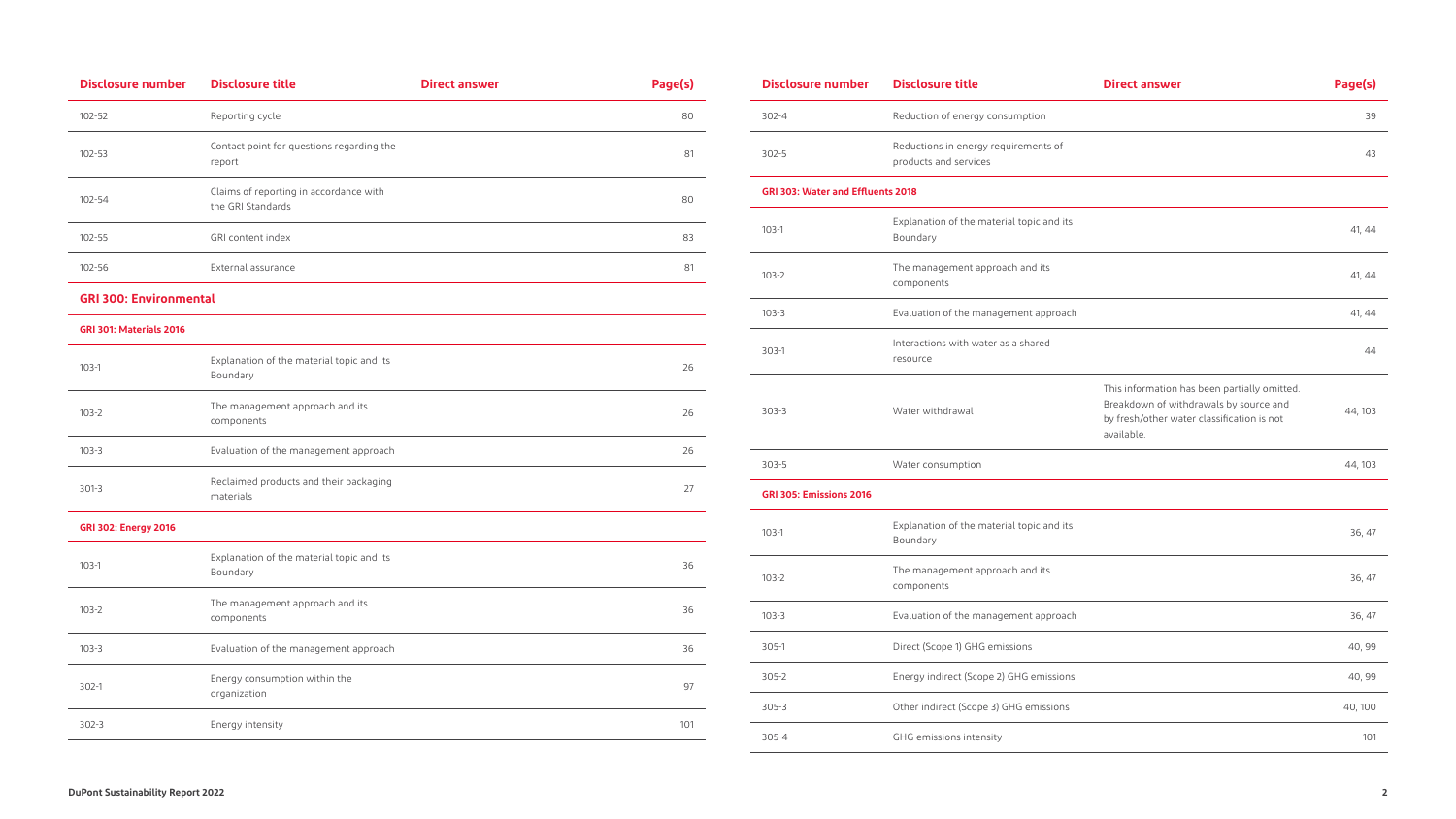| Disclosure number | Disclosure title | Direct answer | Page(s) |
|---|---|---|---|
| 102-52 | Reporting cycle | | 80 |
| 102-53 | Contact point for questions regarding the report | | 81 |
| 102-54 | Claims of reporting in accordance with the GRI Standards | | 80 |
| 102-55 | GRI content index | | 83 |
| 102-56 | External assurance | | 81 |
| **GRI 300: Environmental** | | | |
| **GRI 301: Materials 2016** | | | |
| 103-1 | Explanation of the material topic and its Boundary | | 26 |
| 103-2 | The management approach and its components | | 26 |
| 103-3 | Evaluation of the management approach | | 26 |
| 301-3 | Reclaimed products and their packaging materials | | 27 |
| **GRI 302: Energy 2016** | | | |
| 103-1 | Explanation of the material topic and its Boundary | | 36 |
| 103-2 | The management approach and its components | | 36 |
| 103-3 | Evaluation of the management approach | | 36 |
| 302-1 | Energy consumption within the organization | | 97 |
| 302-3 | Energy intensity | | 101 |
| 302-4 | Reduction of energy consumption | | 39 |
| 302-5 | Reductions in energy requirements of products and services | | 43 |
| **GRI 303: Water and Effluents 2018** | | | |
| 103-1 | Explanation of the material topic and its Boundary | | 41, 44 |
| 103-2 | The management approach and its components | | 41, 44 |
| 103-3 | Evaluation of the management approach | | 41, 44 |
| 303-1 | Interactions with water as a shared resource | | 44 |
| 303-3 | Water withdrawal | This information has been partially omitted. Breakdown of withdrawals by source and by fresh/other water classification is not available. | 44, 103 |
| 303-5 | Water consumption | | 44, 103 |
| **GRI 305: Emissions 2016** | | | |
| 103-1 | Explanation of the material topic and its Boundary | | 36, 47 |
| 103-2 | The management approach and its components | | 36, 47 |
| 103-3 | Evaluation of the management approach | | 36, 47 |
| 305-1 | Direct (Scope 1) GHG emissions | | 40, 99 |
| 305-2 | Energy indirect (Scope 2) GHG emissions | | 40, 99 |
| 305-3 | Other indirect (Scope 3) GHG emissions | | 40, 100 |
| 305-4 | GHG emissions intensity | | 101 |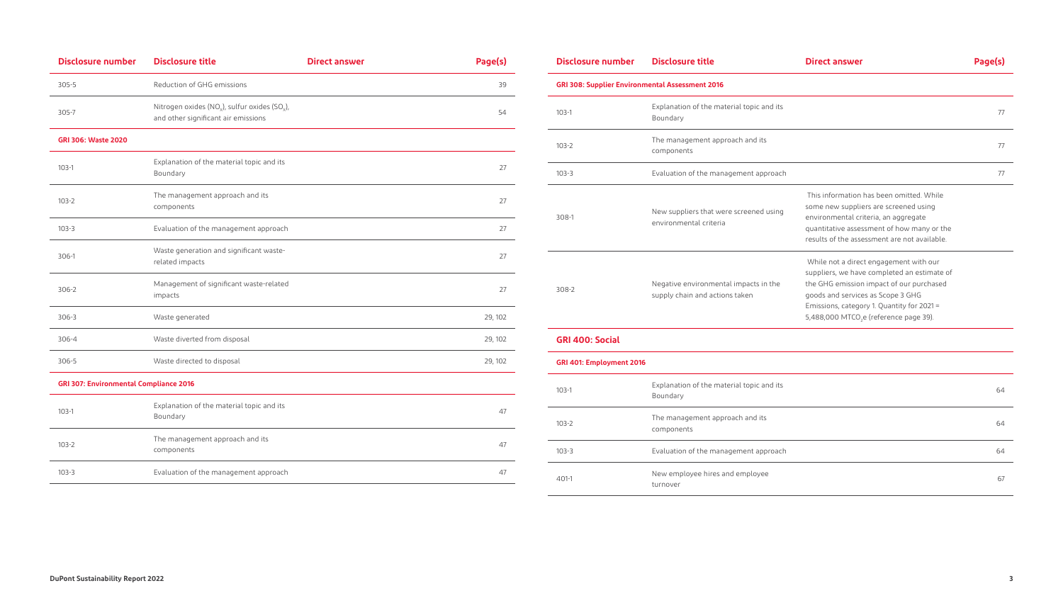| Disclosure number | Disclosure title | Direct answer | Page(s) |
|---|---|---|---|
| 305-5 | Reduction of GHG emissions | | 39 |
| 305-7 | Nitrogen oxides ($NO_x$), sulfur oxides ($SO_x$), and other significant air emissions | | 54 |
| **GRI 306: Waste 2020** | | | |
| 103-1 | Explanation of the material topic and its Boundary | | 27 |
| 103-2 | The management approach and its components | | 27 |
| 103-3 | Evaluation of the management approach | | 27 |
| 306-1 | Waste generation and significant waste-related impacts | | 27 |
| 306-2 | Management of significant waste-related impacts | | 27 |
| 306-3 | Waste generated | | 29, 102 |
| 306-4 | Waste diverted from disposal | | 29, 102 |
| 306-5 | Waste directed to disposal | | 29, 102 |
| **GRI 307: Environmental Compliance 2016** | | | |
| 103-1 | Explanation of the material topic and its Boundary | | 47 |
| 103-2 | The management approach and its components | | 47 |
| 103-3 | Evaluation of the management approach | | 47 |

| Disclosure number | Disclosure title | Direct answer | Page(s) |
|---|---|---|---|
| **GRI 308: Supplier Environmental Assessment 2016** | | | |
| 103-1 | Explanation of the material topic and its Boundary | | 77 |
| 103-2 | The management approach and its components | | 77 |
| 103-3 | Evaluation of the management approach | | 77 |
| 308-1 | New suppliers that were screened using environmental criteria | This information has been omitted. While some new suppliers are screened using environmental criteria, an aggregate quantitative assessment of how many or the results of the assessment are not available. | |
| 308-2 | Negative environmental impacts in the supply chain and actions taken | While not a direct engagement with our suppliers, we have completed an estimate of the GHG emission impact of our purchased goods and services as Scope 3 GHG Emissions, category 1. Quantity for 2021 = 5,488,000 MT$CO_2$e (reference page 39). | |
| **GRI 400: Social** | | | |
| **GRI 401: Employment 2016** | | | |
| 103-1 | Explanation of the material topic and its Boundary | | 64 |
| 103-2 | The management approach and its components | | 64 |
| 103-3 | Evaluation of the management approach | | 64 |
| 401-1 | New employee hires and employee turnover | | 67 |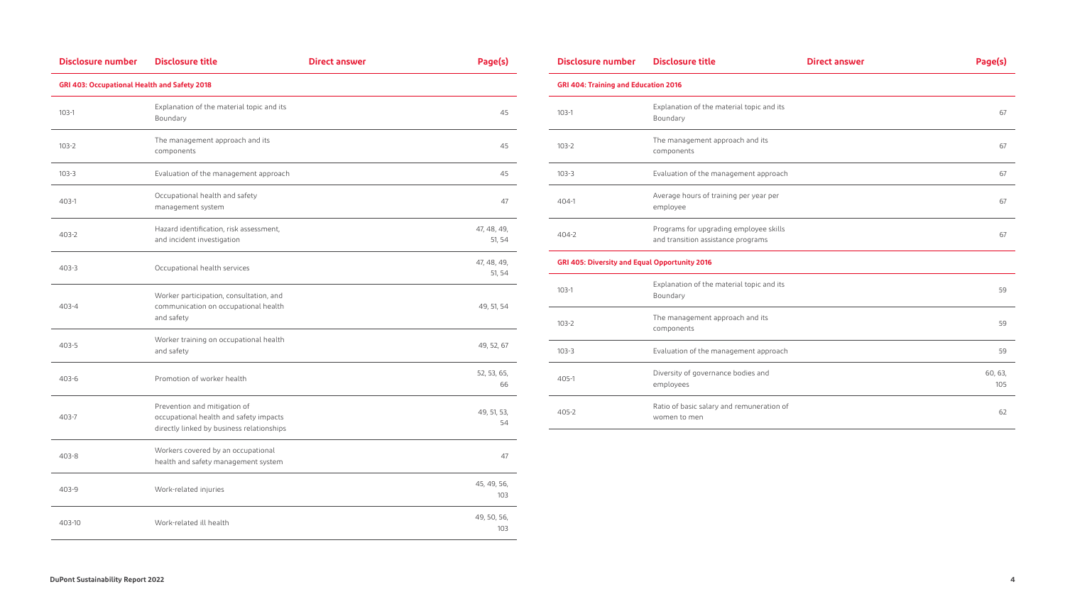| Disclosure number | Disclosure title | Direct answer | Page(s) |
|---|---|---|---|
| **GRI 403: Occupational Health and Safety 2018** | | | |
| 103-1 | Explanation of the material topic and its Boundary | | 45 |
| 103-2 | The management approach and its components | | 45 |
| 103-3 | Evaluation of the management approach | | 45 |
| 403-1 | Occupational health and safety management system | | 47 |
| 403-2 | Hazard identification, risk assessment, and incident investigation | | 47, 48, 49, 51, 54 |
| 403-3 | Occupational health services | | 47, 48, 49, 51, 54 |
| 403-4 | Worker participation, consultation, and communication on occupational health and safety | | 49, 51, 54 |
| 403-5 | Worker training on occupational health and safety | | 49, 52, 67 |
| 403-6 | Promotion of worker health | | 52, 53, 65, 66 |
| 403-7 | Prevention and mitigation of occupational health and safety impacts directly linked by business relationships | | 49, 51, 53, 54 |
| 403-8 | Workers covered by an occupational health and safety management system | | 47 |
| 403-9 | Work-related injuries | | 45, 49, 56, 103 |
| 403-10 | Work-related ill health | | 49, 50, 56, 103 |

| Disclosure number | Disclosure title | Direct answer | Page(s) |
|---|---|---|---|
| **GRI 404: Training and Education 2016** | | | |
| 103-1 | Explanation of the material topic and its Boundary | | 67 |
| 103-2 | The management approach and its components | | 67 |
| 103-3 | Evaluation of the management approach | | 67 |
| 404-1 | Average hours of training per year per employee | | 67 |
| 404-2 | Programs for upgrading employee skills and transition assistance programs | | 67 |
| **GRI 405: Diversity and Equal Opportunity 2016** | | | |
| 103-1 | Explanation of the material topic and its Boundary | | 59 |
| 103-2 | The management approach and its components | | 59 |
| 103-3 | Evaluation of the management approach | | 59 |
| 405-1 | Diversity of governance bodies and employees | | 60, 63, 105 |
| 405-2 | Ratio of basic salary and remuneration of women to men | | 62 |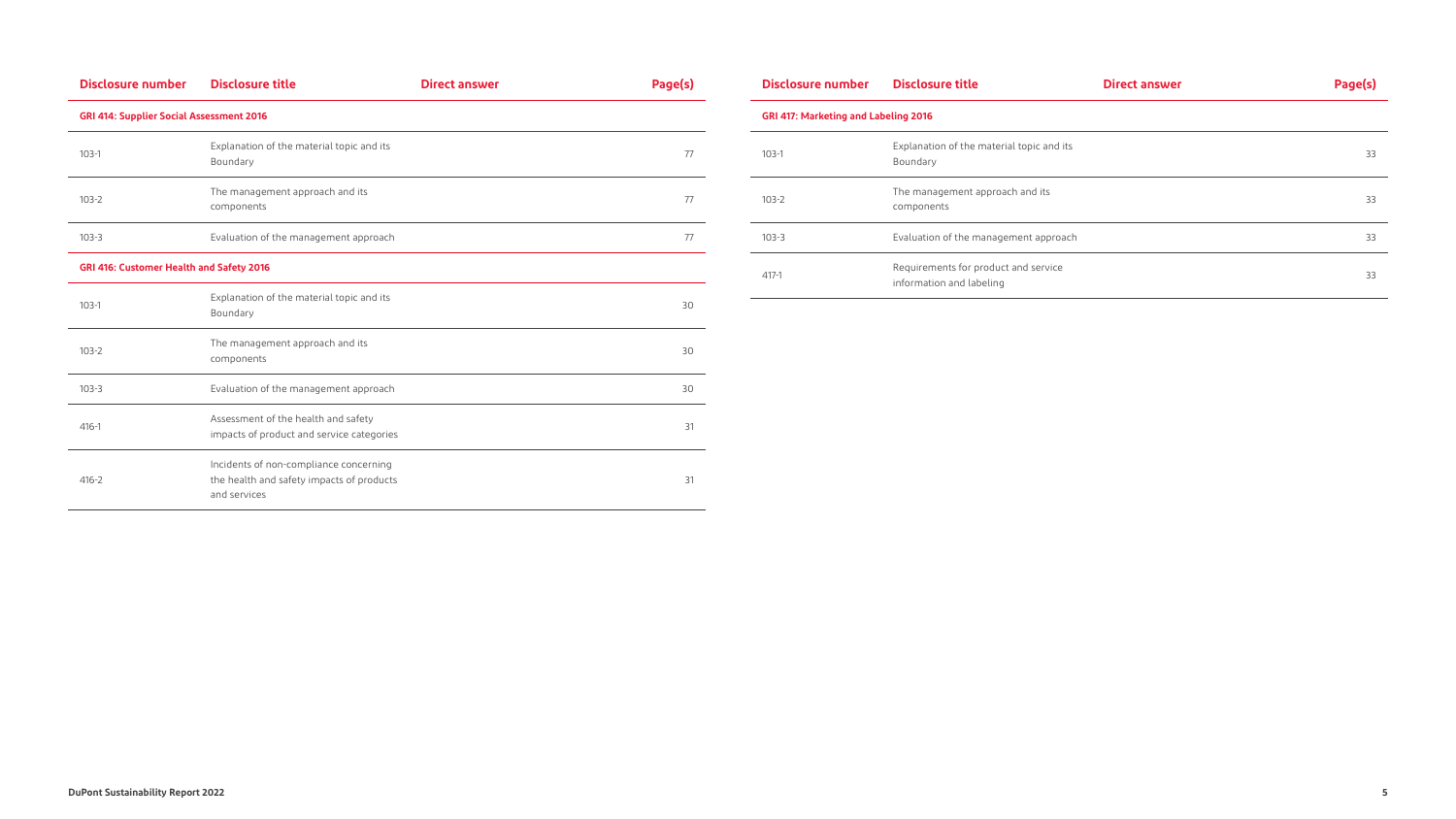| Disclosure number | Disclosure title | Direct answer | Page(s) |
|---|---|---|---|
| **GRI 414: Supplier Social Assessment 2016** | | | |
| 103-1 | Explanation of the material topic and its Boundary | | 77 |
| 103-2 | The management approach and its components | | 77 |
| 103-3 | Evaluation of the management approach | | 77 |
| **GRI 416: Customer Health and Safety 2016** | | | |
| 103-1 | Explanation of the material topic and its Boundary | | 30 |
| 103-2 | The management approach and its components | | 30 |
| 103-3 | Evaluation of the management approach | | 30 |
| 416-1 | Assessment of the health and safety impacts of product and service categories | | 31 |
| 416-2 | Incidents of non-compliance concerning the health and safety impacts of products and services | | 31 |

| Disclosure number | Disclosure title | Direct answer | Page(s) |
|---|---|---|---|
| **GRI 417: Marketing and Labeling 2016** | | | |
| 103-1 | Explanation of the material topic and its Boundary | | 33 |
| 103-2 | The management approach and its components | | 33 |
| 103-3 | Evaluation of the management approach | | 33 |
| 417-1 | Requirements for product and service information and labeling | | 33 |